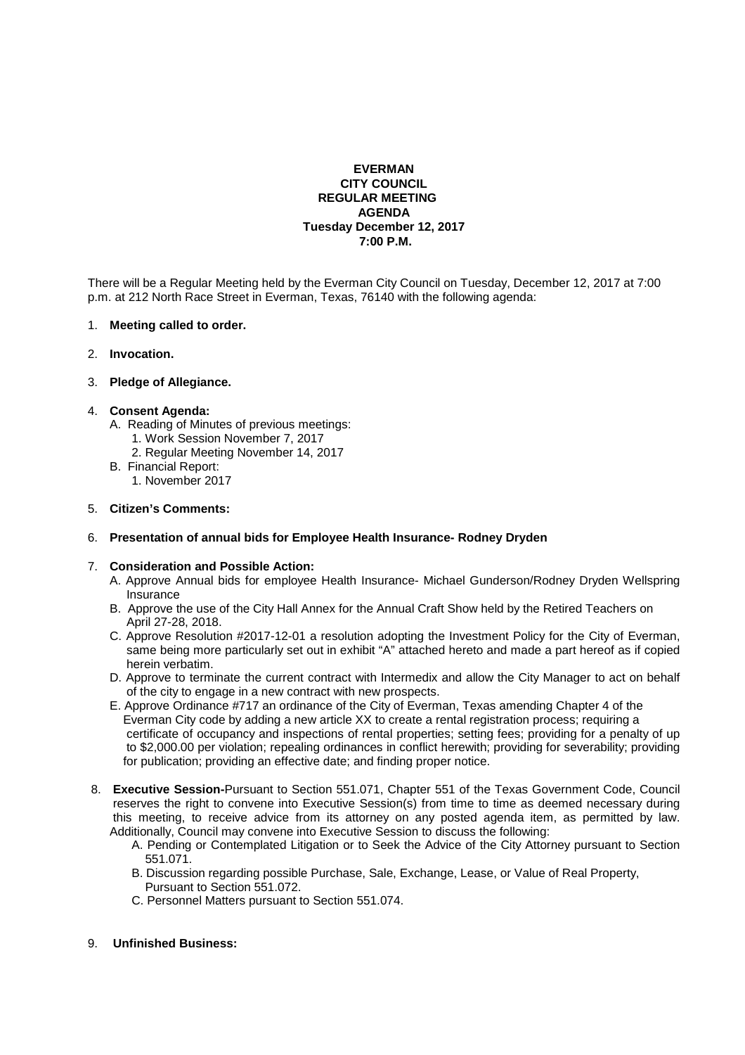**EVERMAN**
**CITY COUNCIL**
**REGULAR MEETING**
**AGENDA**
**Tuesday December 12, 2017**
**7:00 P.M.**

There will be a Regular Meeting held by the Everman City Council on Tuesday, December 12, 2017 at 7:00 p.m. at 212 North Race Street in Everman, Texas, 76140 with the following agenda:

1. **Meeting called to order.**

2. **Invocation.**

3. **Pledge of Allegiance.**

4. **Consent Agenda:**
   - A. Reading of Minutes of previous meetings:
     1. Work Session November 7, 2017
     2. Regular Meeting November 14, 2017
   - B. Financial Report:
     1. November 2017

5. **Citizen's Comments:**

6. **Presentation of annual bids for Employee Health Insurance- Rodney Dryden**

7. **Consideration and Possible Action:**
   - A. Approve Annual bids for employee Health Insurance- Michael Gunderson/Rodney Dryden Wellspring Insurance
   - B. Approve the use of the City Hall Annex for the Annual Craft Show held by the Retired Teachers on April 27-28, 2018.
   - C. Approve Resolution #2017-12-01 a resolution adopting the Investment Policy for the City of Everman, same being more particularly set out in exhibit "A" attached hereto and made a part hereof as if copied herein verbatim.
   - D. Approve to terminate the current contract with Intermedix and allow the City Manager to act on behalf of the city to engage in a new contract with new prospects.
   - E. Approve Ordinance #717 an ordinance of the City of Everman, Texas amending Chapter 4 of the Everman City code by adding a new article XX to create a rental registration process; requiring a certificate of occupancy and inspections of rental properties; setting fees; providing for a penalty of up to $2,000.00 per violation; repealing ordinances in conflict herewith; providing for severability; providing for publication; providing an effective date; and finding proper notice.

8. **Executive Session-**Pursuant to Section 551.071, Chapter 551 of the Texas Government Code, Council reserves the right to convene into Executive Session(s) from time to time as deemed necessary during this meeting, to receive advice from its attorney on any posted agenda item, as permitted by law. Additionally, Council may convene into Executive Session to discuss the following:
   - A. Pending or Contemplated Litigation or to Seek the Advice of the City Attorney pursuant to Section 551.071.
   - B. Discussion regarding possible Purchase, Sale, Exchange, Lease, or Value of Real Property, Pursuant to Section 551.072.
   - C. Personnel Matters pursuant to Section 551.074.

9. **Unfinished Business:**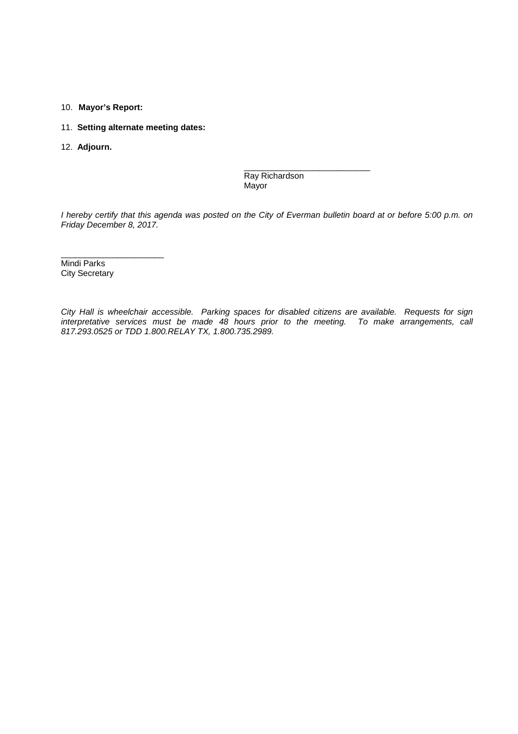10. **Mayor's Report:**

11. **Setting alternate meeting dates:**

12. **Adjourn.**

\_\_\_\_\_\_\_\_\_\_\_\_\_\_\_\_\_\_\_\_\_\_\_\_\_\_\_\_
Ray Richardson
Mayor

*I hereby certify that this agenda was posted on the City of Everman bulletin board at or before 5:00 p.m. on Friday December 8, 2017.*

\_\_\_\_\_\_\_\_\_\_\_\_\_\_\_\_\_\_\_\_\_\_\_
Mindi Parks
City Secretary

*City Hall is wheelchair accessible. Parking spaces for disabled citizens are available. Requests for sign interpretative services must be made 48 hours prior to the meeting. To make arrangements, call 817.293.0525 or TDD 1.800.RELAY TX, 1.800.735.2989.*